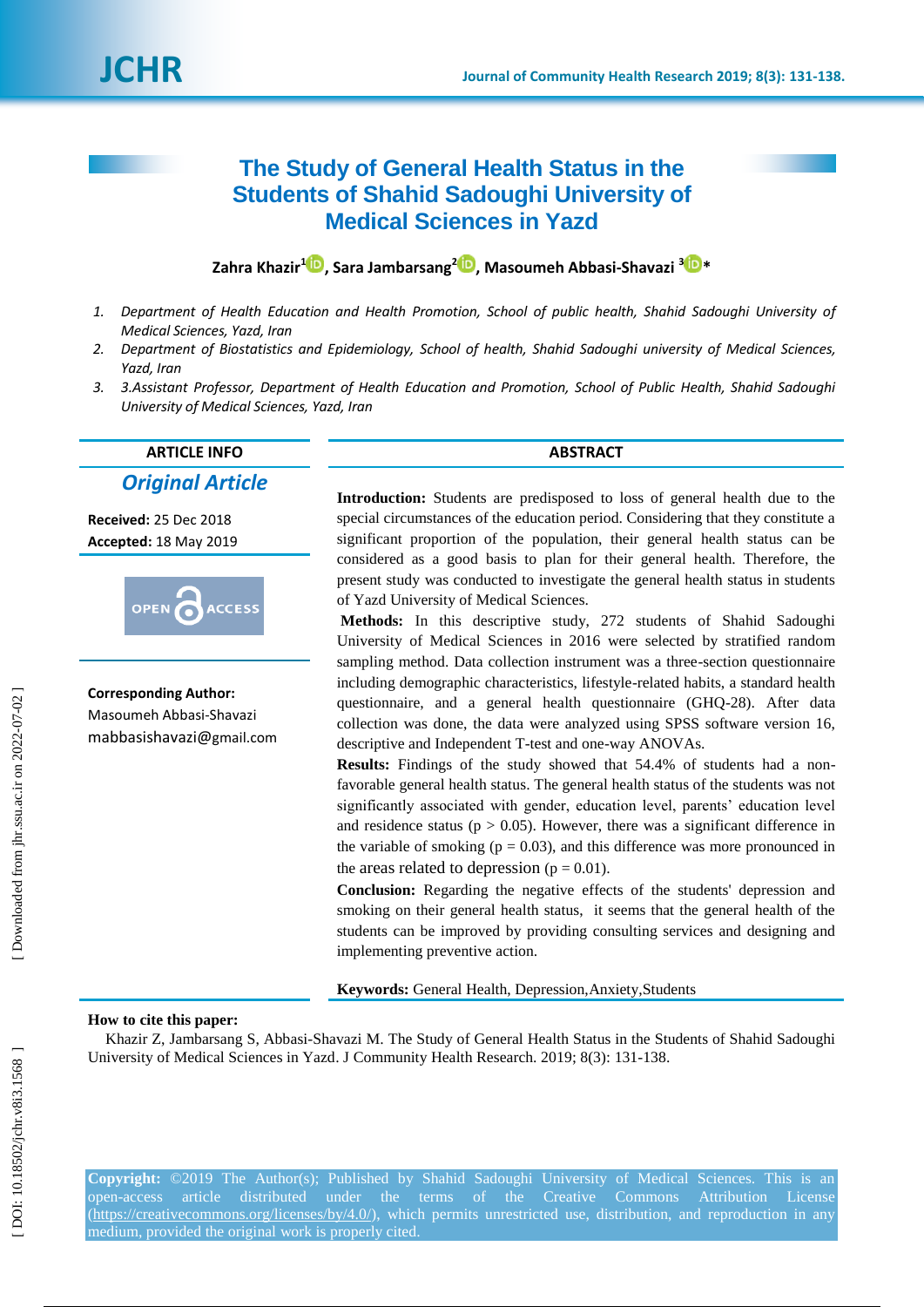# The Study of General Health Status in the Students of Shahid Sadoughi University of Medical Sciences in Yazd

**Zahra Khazir[1], Sara Jambarsang[2], Masoumeh Abbasi-Shavazi [3]***

1. *Department of Health Education and Health Promotion, School of public health, Shahid Sadoughi University of Medical Sciences, Yazd, Iran*
2. *Department of Biostatistics and Epidemiology, School of health, Shahid Sadoughi university of Medical Sciences, Yazd, Iran*
3. *3.Assistant Professor, Department of Health Education and Promotion, School of Public Health, Shahid Sadoughi University of Medical Sciences, Yazd, Iran*

## ARTICLE INFO

***Original Article***

**Received:** 25 Dec 2018
**Accepted:** 18 May 2019

OPEN ACCESS

**Corresponding Author:**
Masoumeh Abbasi-Shavazi
mabbasishavazi@gmail.com

## ABSTRACT

**Introduction:** Students are predisposed to loss of general health due to the special circumstances of the education period. Considering that they constitute a significant proportion of the population, their general health status can be considered as a good basis to plan for their general health. Therefore, the present study was conducted to investigate the general health status in students of Yazd University of Medical Sciences.

**Methods:** In this descriptive study, 272 students of Shahid Sadoughi University of Medical Sciences in 2016 were selected by stratified random sampling method. Data collection instrument was a three-section questionnaire including demographic characteristics, lifestyle-related habits, a standard health questionnaire, and a general health questionnaire (GHQ-28). After data collection was done, the data were analyzed using SPSS software version 16, descriptive and Independent T-test and one-way ANOVAs.

**Results:** Findings of the study showed that 54.4% of students had a non-favorable general health status. The general health status of the students was not significantly associated with gender, education level, parents' education level and residence status ($p > 0.05$). However, there was a significant difference in the variable of smoking ($p = 0.03$), and this difference was more pronounced in the areas related to depression ($p = 0.01$).

**Conclusion:** Regarding the negative effects of the students' depression and smoking on their general health status, it seems that the general health of the students can be improved by providing consulting services and designing and implementing preventive action.

**Keywords:** General Health, Depression,Anxiety,Students

**How to cite this paper:**
Khazir Z, Jambarsang S, Abbasi-Shavazi M. The Study of General Health Status in the Students of Shahid Sadoughi University of Medical Sciences in Yazd. J Community Health Research. 2019; 8(3): 131-138.

**Copyright:** ©2019 The Author(s); Published by Shahid Sadoughi University of Medical Sciences. This is an open-access article distributed under the terms of the Creative Commons Attribution License (https://creativecommons.org/licenses/by/4.0/), which permits unrestricted use, distribution, and reproduction in any medium, provided the original work is properly cited.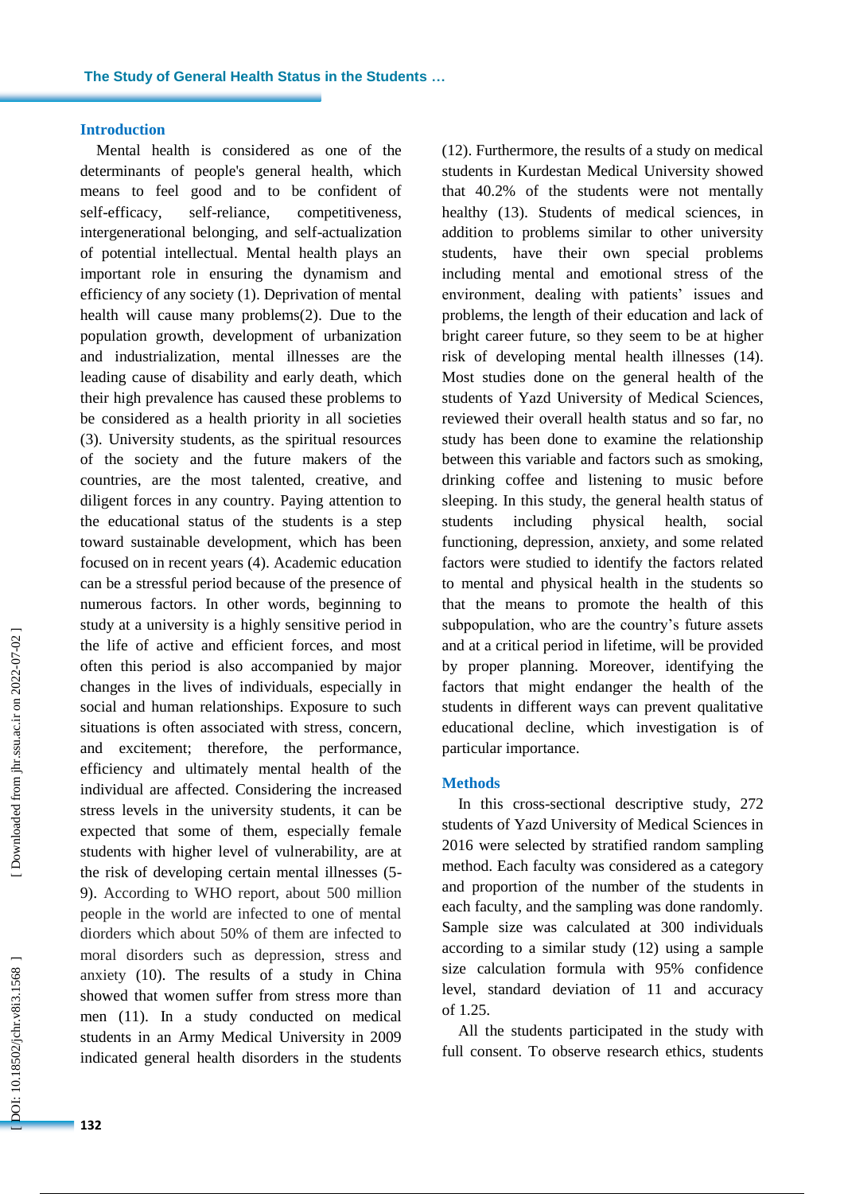## Introduction

Mental health is considered as one of the determinants of people's general health, which means to feel good and to be confident of self-efficacy, self-reliance, competitiveness, intergenerational belonging, and self-actualization of potential intellectual. Mental health plays an important role in ensuring the dynamism and efficiency of any society (1). Deprivation of mental health will cause many problems(2). Due to the population growth, development of urbanization and industrialization, mental illnesses are the leading cause of disability and early death, which their high prevalence has caused these problems to be considered as a health priority in all societies (3). University students, as the spiritual resources of the society and the future makers of the countries, are the most talented, creative, and diligent forces in any country. Paying attention to the educational status of the students is a step toward sustainable development, which has been focused on in recent years (4). Academic education can be a stressful period because of the presence of numerous factors. In other words, beginning to study at a university is a highly sensitive period in the life of active and efficient forces, and most often this period is also accompanied by major changes in the lives of individuals, especially in social and human relationships. Exposure to such situations is often associated with stress, concern, and excitement; therefore, the performance, efficiency and ultimately mental health of the individual are affected. Considering the increased stress levels in the university students, it can be expected that some of them, especially female students with higher level of vulnerability, are at the risk of developing certain mental illnesses (5-9). According to WHO report, about 500 million people in the world are infected to one of mental diorders which about 50% of them are infected to moral disorders such as depression, stress and anxiety (10). The results of a study in China showed that women suffer from stress more than men (11). In a study conducted on medical students in an Army Medical University in 2009 indicated general health disorders in the students (12). Furthermore, the results of a study on medical students in Kurdestan Medical University showed that 40.2% of the students were not mentally healthy (13). Students of medical sciences, in addition to problems similar to other university students, have their own special problems including mental and emotional stress of the environment, dealing with patients' issues and problems, the length of their education and lack of bright career future, so they seem to be at higher risk of developing mental health illnesses (14). Most studies done on the general health of the students of Yazd University of Medical Sciences, reviewed their overall health status and so far, no study has been done to examine the relationship between this variable and factors such as smoking, drinking coffee and listening to music before sleeping. In this study, the general health status of students including physical health, social functioning, depression, anxiety, and some related factors were studied to identify the factors related to mental and physical health in the students so that the means to promote the health of this subpopulation, who are the country's future assets and at a critical period in lifetime, will be provided by proper planning. Moreover, identifying the factors that might endanger the health of the students in different ways can prevent qualitative educational decline, which investigation is of particular importance.

## Methods

In this cross-sectional descriptive study, 272 students of Yazd University of Medical Sciences in 2016 were selected by stratified random sampling method. Each faculty was considered as a category and proportion of the number of the students in each faculty, and the sampling was done randomly. Sample size was calculated at 300 individuals according to a similar study (12) using a sample size calculation formula with 95% confidence level, standard deviation of 11 and accuracy of 1.25.

All the students participated in the study with full consent. To observe research ethics, students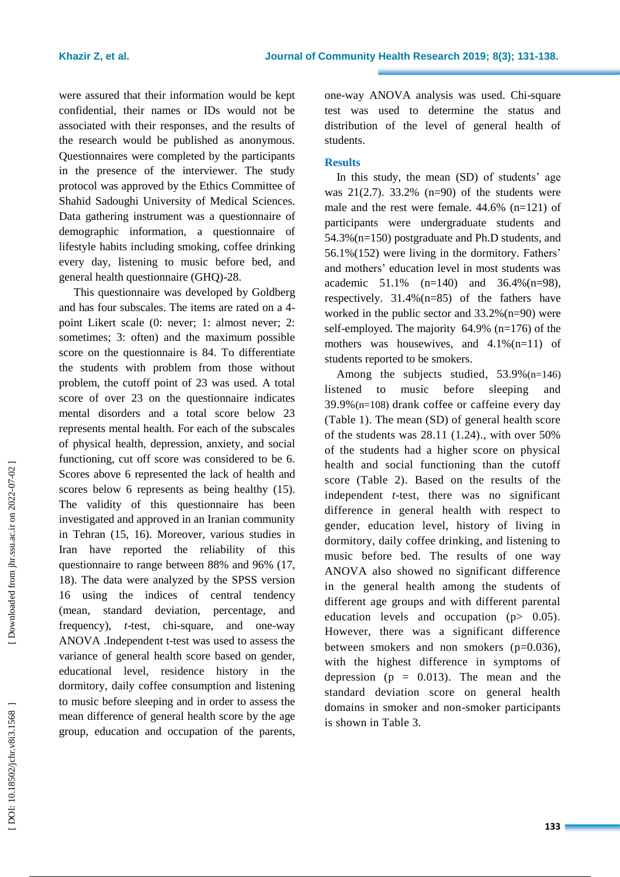were assured that their information would be kept confidential, their names or IDs would not be associated with their responses, and the results of the research would be published as anonymous. Questionnaires were completed by the participants in the presence of the interviewer. The study protocol was approved by the Ethics Committee of Shahid Sadoughi University of Medical Sciences. Data gathering instrument was a questionnaire of demographic information, a questionnaire of lifestyle habits including smoking, coffee drinking every day, listening to music before bed, and general health questionnaire (GHQ)-28.

This questionnaire was developed by Goldberg and has four subscales. The items are rated on a 4-point Likert scale (0: never; 1: almost never; 2: sometimes; 3: often) and the maximum possible score on the questionnaire is 84. To differentiate the students with problem from those without problem, the cutoff point of 23 was used. A total score of over 23 on the questionnaire indicates mental disorders and a total score below 23 represents mental health. For each of the subscales of physical health, depression, anxiety, and social functioning, cut off score was considered to be 6. Scores above 6 represented the lack of health and scores below 6 represents as being healthy (15). The validity of this questionnaire has been investigated and approved in an Iranian community in Tehran (15, 16). Moreover, various studies in Iran have reported the reliability of this questionnaire to range between 88% and 96% (17, 18). The data were analyzed by the SPSS version 16 using the indices of central tendency (mean, standard deviation, percentage, and frequency), *t*-test, chi-square, and one-way ANOVA .Independent t-test was used to assess the variance of general health score based on gender, educational level, residence history in the dormitory, daily coffee consumption and listening to music before sleeping and in order to assess the mean difference of general health score by the age group, education and occupation of the parents, one-way ANOVA analysis was used. Chi-square test was used to determine the status and distribution of the level of general health of students.

## Results

In this study, the mean (SD) of students' age was 21(2.7). 33.2% (n=90) of the students were male and the rest were female. 44.6% (n=121) of participants were undergraduate students and 54.3%(n=150) postgraduate and Ph.D students, and 56.1%(152) were living in the dormitory. Fathers' and mothers' education level in most students was academic 51.1% (n=140) and 36.4%(n=98), respectively. 31.4%(n=85) of the fathers have worked in the public sector and 33.2%(n=90) were self-employed. The majority 64.9% (n=176) of the mothers was housewives, and 4.1%(n=11) of students reported to be smokers.

Among the subjects studied, 53.9%(n=146) listened to music before sleeping and 39.9%(n=108) drank coffee or caffeine every day (Table 1). The mean (SD) of general health score of the students was 28.11 (1.24)., with over 50% of the students had a higher score on physical health and social functioning than the cutoff score (Table 2). Based on the results of the independent *t*-test, there was no significant difference in general health with respect to gender, education level, history of living in dormitory, daily coffee drinking, and listening to music before bed. The results of one way ANOVA also showed no significant difference in the general health among the students of different age groups and with different parental education levels and occupation ($p > 0.05$). However, there was a significant difference between smokers and non smokers ($p=0.036$), with the highest difference in symptoms of depression ($p = 0.013$). The mean and the standard deviation score on general health domains in smoker and non-smoker participants is shown in Table 3.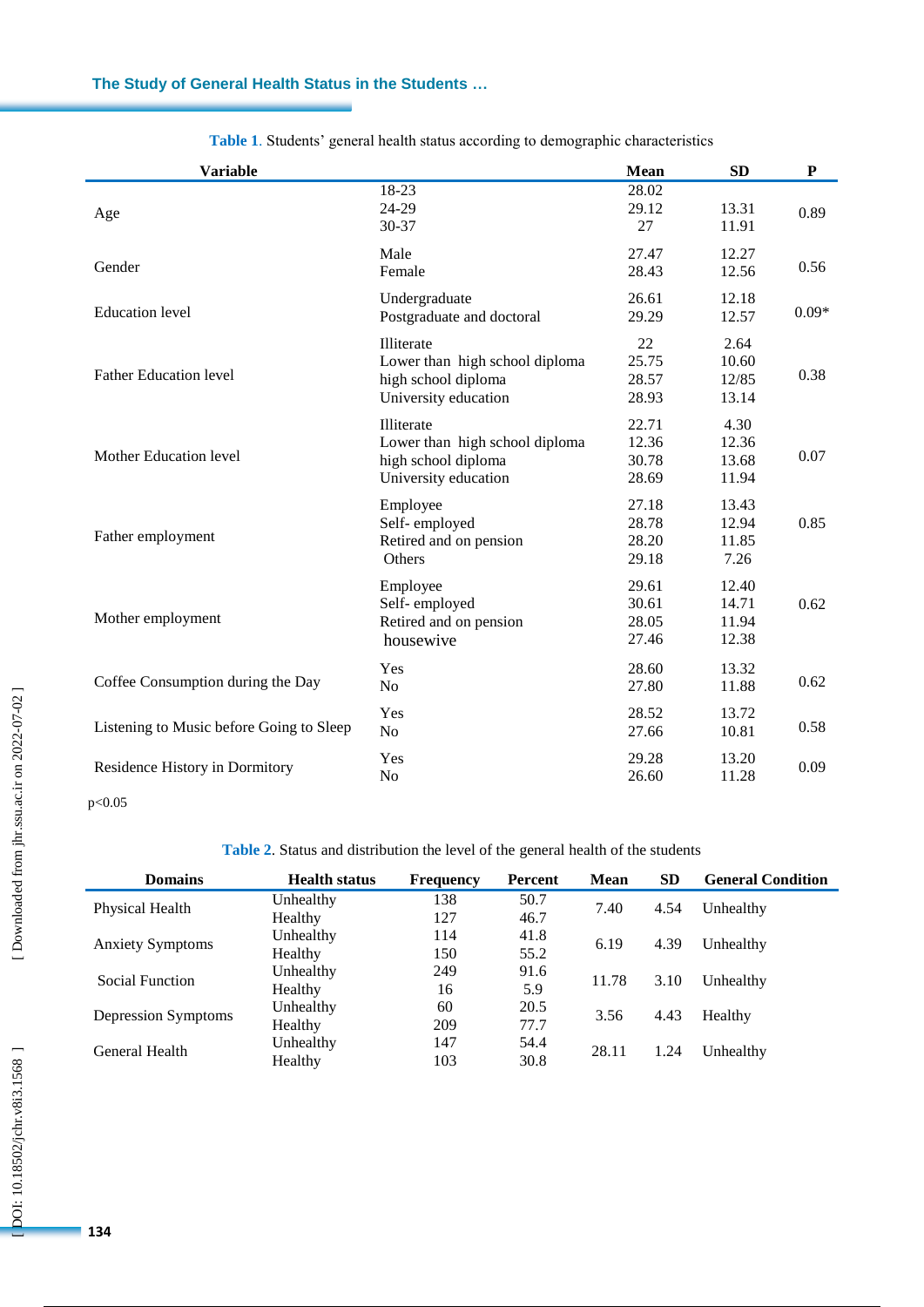**Table 1**. Students' general health status according to demographic characteristics

| Variable | | Mean | SD | P |
|---|---|---|---|---|
| Age | 18-23 | 28.02 | | 0.89 |
| | 24-29 | 29.12 | 13.31 | |
| | 30-37 | 27 | 11.91 | |
| Gender | Male | 27.47 | 12.27 | 0.56 |
| | Female | 28.43 | 12.56 | |
| Education level | Undergraduate | 26.61 | 12.18 | 0.09* |
| | Postgraduate and doctoral | 29.29 | 12.57 | |
| Father Education level | Illiterate | 22 | 2.64 | 0.38 |
| | Lower than high school diploma | 25.75 | 10.60 | |
| | high school diploma | 28.57 | 12/85 | |
| | University education | 28.93 | 13.14 | |
| Mother Education level | Illiterate | 22.71 | 4.30 | 0.07 |
| | Lower than high school diploma | 12.36 | 12.36 | |
| | high school diploma | 30.78 | 13.68 | |
| | University education | 28.69 | 11.94 | |
| Father employment | Employee | 27.18 | 13.43 | 0.85 |
| | Self- employed | 28.78 | 12.94 | |
| | Retired and on pension | 28.20 | 11.85 | |
| | Others | 29.18 | 7.26 | |
| Mother employment | Employee | 29.61 | 12.40 | 0.62 |
| | Self- employed | 30.61 | 14.71 | |
| | Retired and on pension | 28.05 | 11.94 | |
| | housewive | 27.46 | 12.38 | |
| Coffee Consumption during the Day | Yes | 28.60 | 13.32 | 0.62 |
| | No | 27.80 | 11.88 | |
| Listening to Music before Going to Sleep | Yes | 28.52 | 13.72 | 0.58 |
| | No | 27.66 | 10.81 | |
| Residence History in Dormitory | Yes | 29.28 | 13.20 | 0.09 |
| | No | 26.60 | 11.28 | |

$p<0.05$

**Table 2**. Status and distribution the level of the general health of the students

| Domains | Health status | Frequency | Percent | Mean | SD | General Condition |
|---|---|---|---|---|---|---|
| Physical Health | Unhealthy | 138 | 50.7 | 7.40 | 4.54 | Unhealthy |
| | Healthy | 127 | 46.7 | | | |
| Anxiety Symptoms | Unhealthy | 114 | 41.8 | 6.19 | 4.39 | Unhealthy |
| | Healthy | 150 | 55.2 | | | |
| Social Function | Unhealthy | 249 | 91.6 | 11.78 | 3.10 | Unhealthy |
| | Healthy | 16 | 5.9 | | | |
| Depression Symptoms | Unhealthy | 60 | 20.5 | 3.56 | 4.43 | Healthy |
| | Healthy | 209 | 77.7 | | | |
| General Health | Unhealthy | 147 | 54.4 | 28.11 | 1.24 | Unhealthy |
| | Healthy | 103 | 30.8 | | | |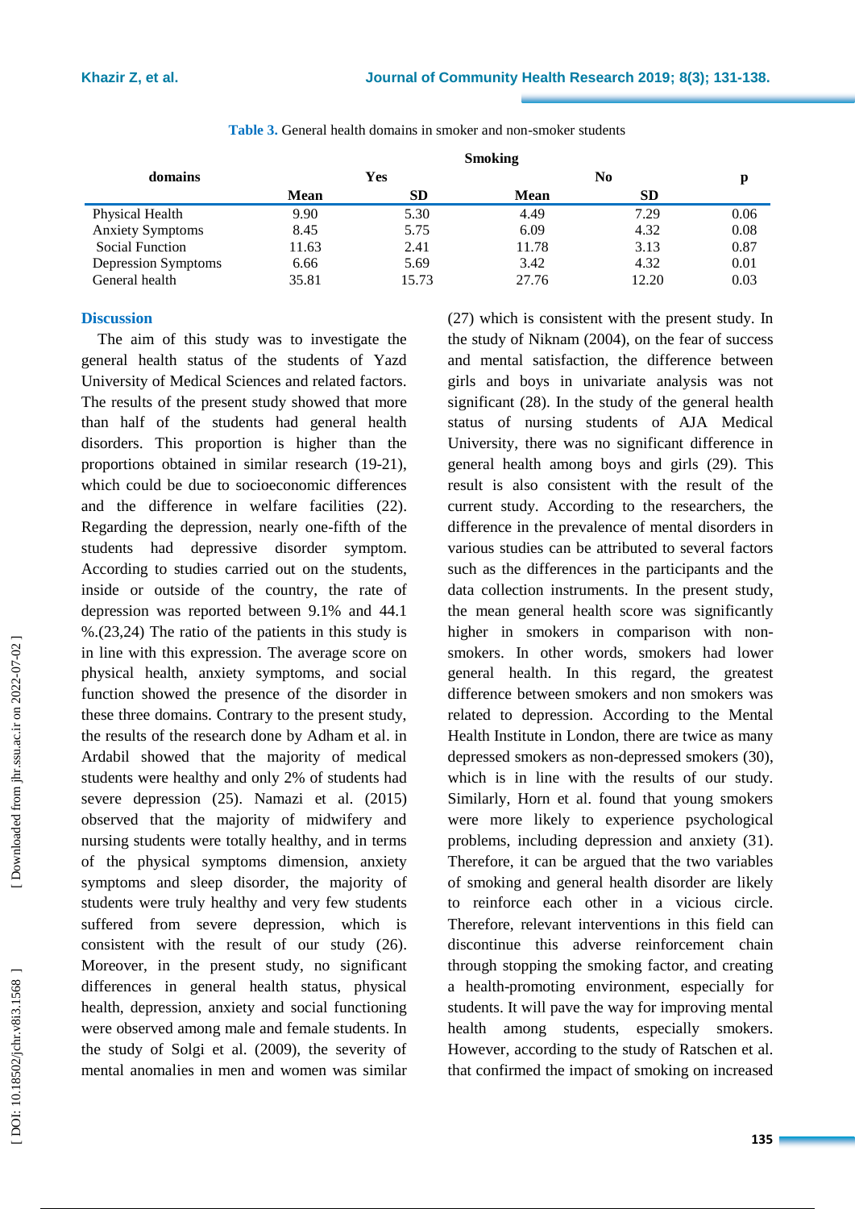**Table 3.** General health domains in smoker and non-smoker students

| domains | Smoking | | | | p |
|---|---|---|---|---|---|
| | Yes | | No | | |
| | Mean | SD | Mean | SD | |
| Physical Health | 9.90 | 5.30 | 4.49 | 7.29 | 0.06 |
| Anxiety Symptoms | 8.45 | 5.75 | 6.09 | 4.32 | 0.08 |
| Social Function | 11.63 | 2.41 | 11.78 | 3.13 | 0.87 |
| Depression Symptoms | 6.66 | 5.69 | 3.42 | 4.32 | 0.01 |
| General health | 35.81 | 15.73 | 27.76 | 12.20 | 0.03 |

## Discussion

The aim of this study was to investigate the general health status of the students of Yazd University of Medical Sciences and related factors. The results of the present study showed that more than half of the students had general health disorders. This proportion is higher than the proportions obtained in similar research (19-21), which could be due to socioeconomic differences and the difference in welfare facilities (22). Regarding the depression, nearly one-fifth of the students had depressive disorder symptom. According to studies carried out on the students, inside or outside of the country, the rate of depression was reported between 9.1% and 44.1 %.(23,24) The ratio of the patients in this study is in line with this expression. The average score on physical health, anxiety symptoms, and social function showed the presence of the disorder in these three domains. Contrary to the present study, the results of the research done by Adham et al. in Ardabil showed that the majority of medical students were healthy and only 2% of students had severe depression (25). Namazi et al. (2015) observed that the majority of midwifery and nursing students were totally healthy, and in terms of the physical symptoms dimension, anxiety symptoms and sleep disorder, the majority of students were truly healthy and very few students suffered from severe depression, which is consistent with the result of our study (26). Moreover, in the present study, no significant differences in general health status, physical health, depression, anxiety and social functioning were observed among male and female students. In the study of Solgi et al. (2009), the severity of mental anomalies in men and women was similar (27) which is consistent with the present study. In the study of Niknam (2004), on the fear of success and mental satisfaction, the difference between girls and boys in univariate analysis was not significant (28). In the study of the general health status of nursing students of AJA Medical University, there was no significant difference in general health among boys and girls (29). This result is also consistent with the result of the current study. According to the researchers, the difference in the prevalence of mental disorders in various studies can be attributed to several factors such as the differences in the participants and the data collection instruments. In the present study, the mean general health score was significantly higher in smokers in comparison with non-smokers. In other words, smokers had lower general health. In this regard, the greatest difference between smokers and non smokers was related to depression. According to the Mental Health Institute in London, there are twice as many depressed smokers as non-depressed smokers (30), which is in line with the results of our study. Similarly, Horn et al. found that young smokers were more likely to experience psychological problems, including depression and anxiety (31). Therefore, it can be argued that the two variables of smoking and general health disorder are likely to reinforce each other in a vicious circle. Therefore, relevant interventions in this field can discontinue this adverse reinforcement chain through stopping the smoking factor, and creating a health-promoting environment, especially for students. It will pave the way for improving mental health among students, especially smokers. However, according to the study of Ratschen et al. that confirmed the impact of smoking on increased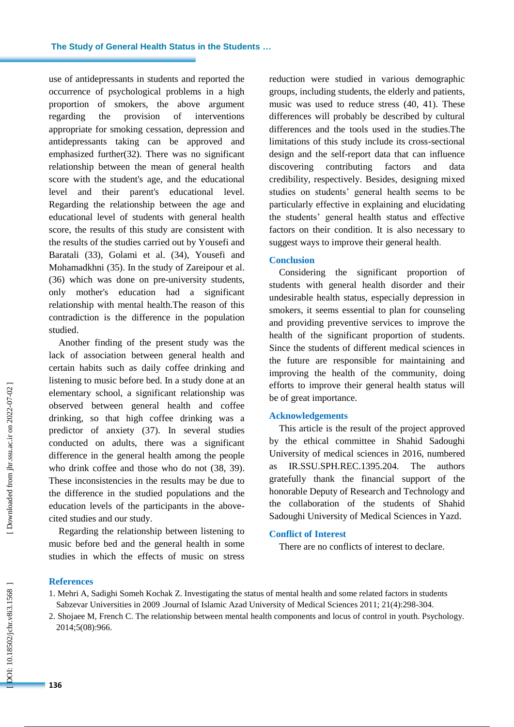use of antidepressants in students and reported the occurrence of psychological problems in a high proportion of smokers, the above argument regarding the provision of interventions appropriate for smoking cessation, depression and antidepressants taking can be approved and emphasized further(32). There was no significant relationship between the mean of general health score with the student's age, and the educational level and their parent's educational level. Regarding the relationship between the age and educational level of students with general health score, the results of this study are consistent with the results of the studies carried out by Yousefi and Baratali (33), Golami et al. (34), Yousefi and Mohamadkhni (35). In the study of Zareipour et al. (36) which was done on pre-university students, only mother's education had a significant relationship with mental health.The reason of this contradiction is the difference in the population studied.

Another finding of the present study was the lack of association between general health and certain habits such as daily coffee drinking and listening to music before bed. In a study done at an elementary school, a significant relationship was observed between general health and coffee drinking, so that high coffee drinking was a predictor of anxiety (37). In several studies conducted on adults, there was a significant difference in the general health among the people who drink coffee and those who do not (38, 39). These inconsistencies in the results may be due to the difference in the studied populations and the education levels of the participants in the above-cited studies and our study.

Regarding the relationship between listening to music before bed and the general health in some studies in which the effects of music on stress reduction were studied in various demographic groups, including students, the elderly and patients, music was used to reduce stress (40, 41). These differences will probably be described by cultural differences and the tools used in the studies.The limitations of this study include its cross-sectional design and the self-report data that can influence discovering contributing factors and data credibility, respectively. Besides, designing mixed studies on students' general health seems to be particularly effective in explaining and elucidating the students' general health status and effective factors on their condition. It is also necessary to suggest ways to improve their general health.

## Conclusion

Considering the significant proportion of students with general health disorder and their undesirable health status, especially depression in smokers, it seems essential to plan for counseling and providing preventive services to improve the health of the significant proportion of students. Since the students of different medical sciences in the future are responsible for maintaining and improving the health of the community, doing efforts to improve their general health status will be of great importance.

## Acknowledgements

This article is the result of the project approved by the ethical committee in Shahid Sadoughi University of medical sciences in 2016, numbered as IR.SSU.SPH.REC.1395.204. The authors gratefully thank the financial support of the honorable Deputy of Research and Technology and the collaboration of the students of Shahid Sadoughi University of Medical Sciences in Yazd.

## Conflict of Interest

There are no conflicts of interest to declare.

## References

1. Mehri A, Sadighi Someh Kochak Z. Investigating the status of mental health and some related factors in students Sabzevar Universities in 2009 .Journal of Islamic Azad University of Medical Sciences 2011; 21(4):298-304.
2. Shojaee M, French C. The relationship between mental health components and locus of control in youth. Psychology. 2014;5(08):966.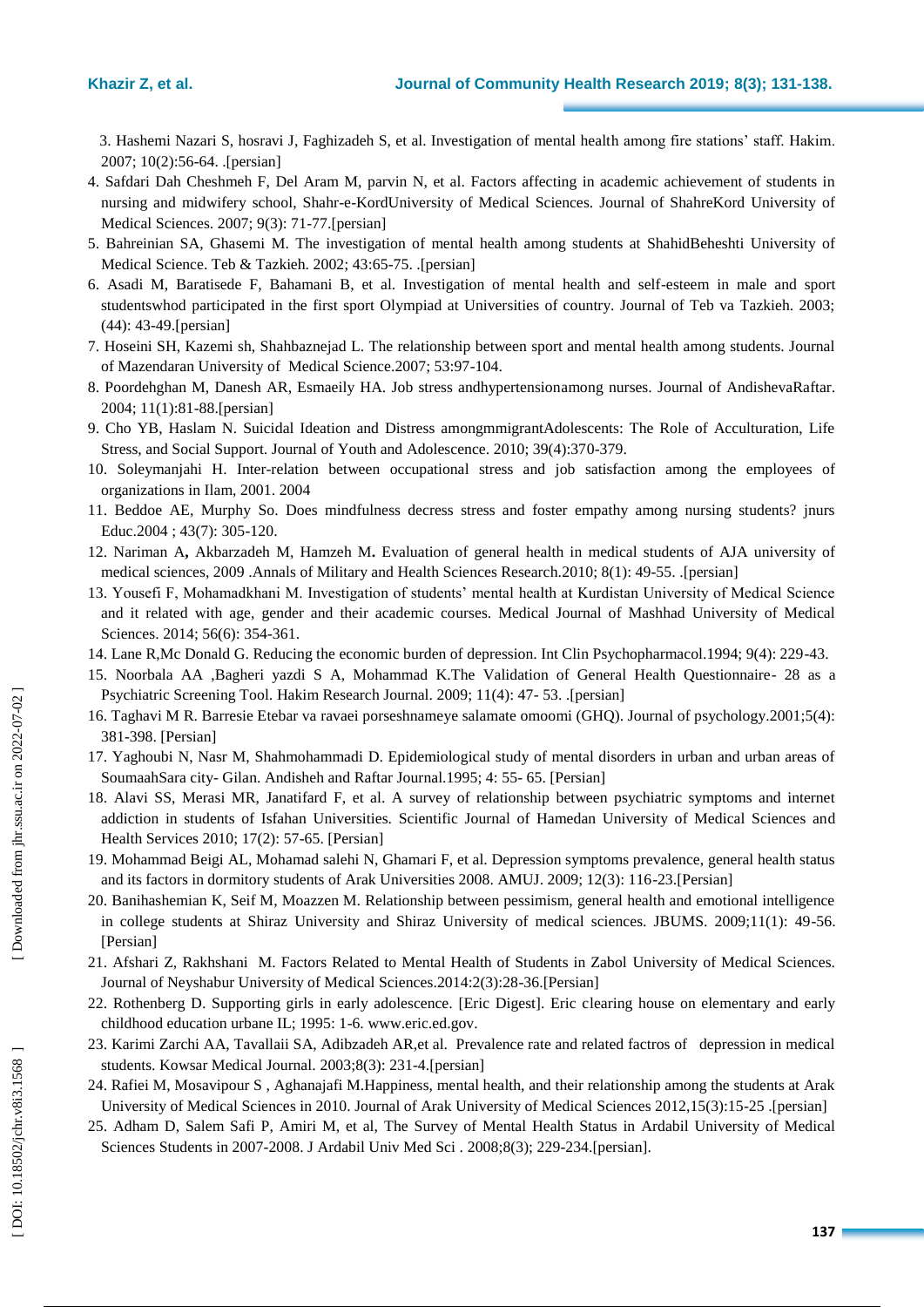3. Hashemi Nazari S, hosravi J, Faghizadeh S, et al. Investigation of mental health among fire stations' staff. Hakim. 2007; 10(2):56-64. .[persian]
4. Safdari Dah Cheshmeh F, Del Aram M, parvin N, et al. Factors affecting in academic achievement of students in nursing and midwifery school, Shahr-e-KordUniversity of Medical Sciences. Journal of ShahreKord University of Medical Sciences. 2007; 9(3): 71-77.[persian]
5. Bahreinian SA, Ghasemi M. The investigation of mental health among students at ShahidBeheshti University of Medical Science. Teb & Tazkieh. 2002; 43:65-75. .[persian]
6. Asadi M, Baratisede F, Bahamani B, et al. Investigation of mental health and self-esteem in male and sport studentswhod participated in the first sport Olympiad at Universities of country. Journal of Teb va Tazkieh. 2003; (44): 43-49.[persian]
7. Hoseini SH, Kazemi sh, Shahbaznejad L. The relationship between sport and mental health among students. Journal of Mazendaran University of Medical Science.2007; 53:97-104.
8. Poordehghan M, Danesh AR, Esmaeily HA. Job stress andhypertensionamong nurses. Journal of AndishevaRaftar. 2004; 11(1):81-88.[persian]
9. Cho YB, Haslam N. Suicidal Ideation and Distress amongmmigrantAdolescents: The Role of Acculturation, Life Stress, and Social Support. Journal of Youth and Adolescence. 2010; 39(4):370-379.
10. Soleymanjahi H. Inter-relation between occupational stress and job satisfaction among the employees of organizations in Ilam, 2001. 2004
11. Beddoe AE, Murphy So. Does mindfulness decress stress and foster empathy among nursing students? jnurs Educ.2004 ; 43(7): 305-120.
12. Nariman A**,** Akbarzadeh M, Hamzeh M**.** Evaluation of general health in medical students of AJA university of medical sciences, 2009 .Annals of Military and Health Sciences Research.2010; 8(1): 49-55. .[persian]
13. Yousefi F, Mohamadkhani M. Investigation of students' mental health at Kurdistan University of Medical Science and it related with age, gender and their academic courses. Medical Journal of Mashhad University of Medical Sciences. 2014; 56(6): 354-361.
14. Lane R,Mc Donald G. Reducing the economic burden of depression. Int Clin Psychopharmacol.1994; 9(4): 229-43.
15. Noorbala AA ,Bagheri yazdi S A, Mohammad K.The Validation of General Health Questionnaire- 28 as a Psychiatric Screening Tool. Hakim Research Journal. 2009; 11(4): 47- 53. .[persian]
16. Taghavi M R. Barresie Etebar va ravaei porseshnameye salamate omoomi (GHQ). Journal of psychology.2001;5(4): 381-398. [Persian]
17. Yaghoubi N, Nasr M, Shahmohammadi D. Epidemiological study of mental disorders in urban and urban areas of SoumaahSara city- Gilan. Andisheh and Raftar Journal.1995; 4: 55- 65. [Persian]
18. Alavi SS, Merasi MR, Janatifard F, et al. A survey of relationship between psychiatric symptoms and internet addiction in students of Isfahan Universities. Scientific Journal of Hamedan University of Medical Sciences and Health Services 2010; 17(2): 57-65. [Persian]
19. Mohammad Beigi AL, Mohamad salehi N, Ghamari F, et al. Depression symptoms prevalence, general health status and its factors in dormitory students of Arak Universities 2008. AMUJ. 2009; 12(3): 116-23.[Persian]
20. Banihashemian K, Seif M, Moazzen M. Relationship between pessimism, general health and emotional intelligence in college students at Shiraz University and Shiraz University of medical sciences. JBUMS. 2009;11(1): 49-56. [Persian]
21. Afshari Z, Rakhshani M. Factors Related to Mental Health of Students in Zabol University of Medical Sciences. Journal of Neyshabur University of Medical Sciences.2014:2(3):28-36.[Persian]
22. Rothenberg D. Supporting girls in early adolescence. [Eric Digest]. Eric clearing house on elementary and early childhood education urbane IL; 1995: 1-6. www.eric.ed.gov.
23. Karimi Zarchi AA, Tavallaii SA, Adibzadeh AR,et al. Prevalence rate and related factros of depression in medical students. Kowsar Medical Journal. 2003;8(3): 231-4.[persian]
24. Rafiei M, Mosavipour S , Aghanajafi M.Happiness, mental health, and their relationship among the students at Arak University of Medical Sciences in 2010. Journal of Arak University of Medical Sciences 2012,15(3):15-25 .[persian]
25. Adham D, Salem Safi P, Amiri M, et al, The Survey of Mental Health Status in Ardabil University of Medical Sciences Students in 2007-2008. J Ardabil Univ Med Sci . 2008;8(3); 229-234.[persian].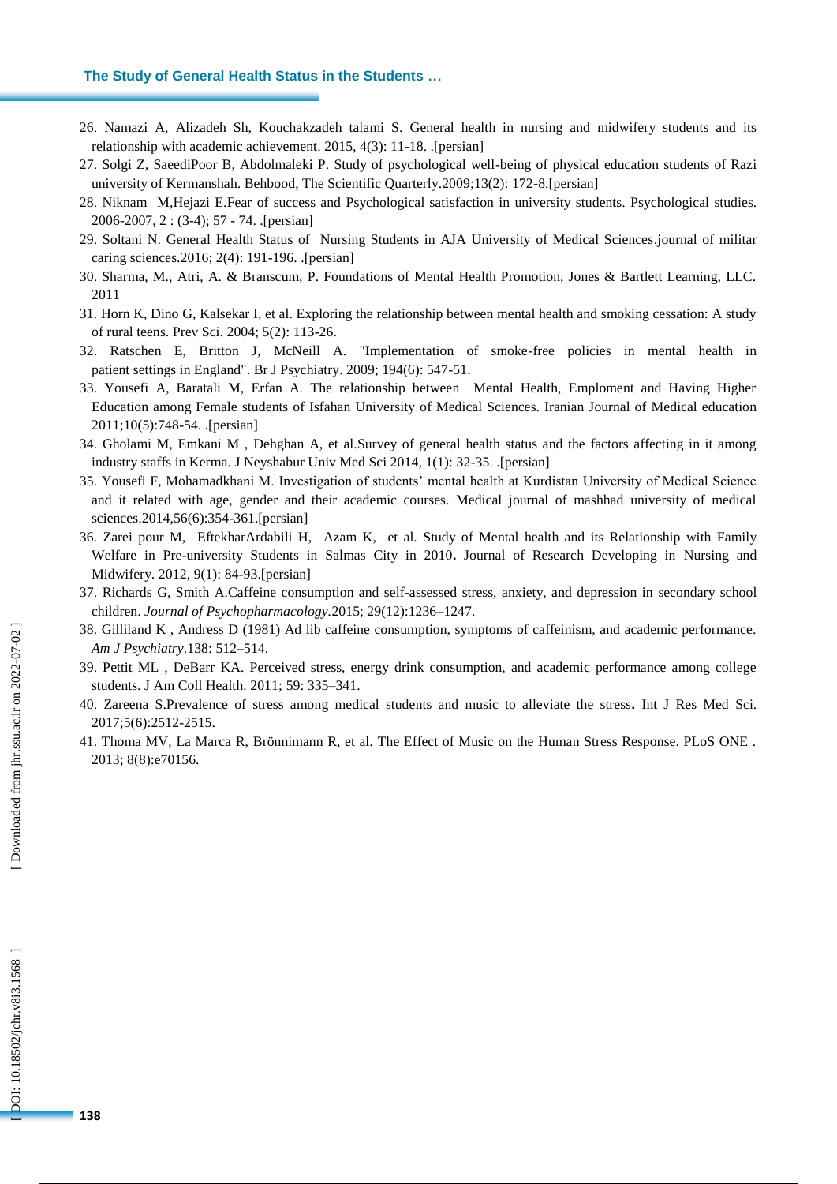26. Namazi A, Alizadeh Sh, Kouchakzadeh talami S. General health in nursing and midwifery students and its relationship with academic achievement. 2015, 4(3): 11-18. .[persian]
27. Solgi Z, SaeediPoor B, Abdolmaleki P. Study of psychological well-being of physical education students of Razi university of Kermanshah. Behbood, The Scientific Quarterly.2009;13(2): 172-8.[persian]
28. Niknam M,Hejazi E.Fear of success and Psychological satisfaction in university students. Psychological studies. 2006-2007, 2 : (3-4); 57 - 74. .[persian]
29. Soltani N. General Health Status of Nursing Students in AJA University of Medical Sciences.journal of militar caring sciences.2016; 2(4): 191-196. .[persian]
30. Sharma, M., Atri, A. & Branscum, P. Foundations of Mental Health Promotion, Jones & Bartlett Learning, LLC. 2011
31. Horn K, Dino G, Kalsekar I, et al. Exploring the relationship between mental health and smoking cessation: A study of rural teens. Prev Sci. 2004; 5(2): 113-26.
32. Ratschen E, Britton J, McNeill A. "Implementation of smoke-free policies in mental health in patient settings in England". Br J Psychiatry. 2009; 194(6): 547-51.
33. Yousefi A, Baratali M, Erfan A. The relationship between Mental Health, Emploment and Having Higher Education among Female students of Isfahan University of Medical Sciences. Iranian Journal of Medical education 2011;10(5):748-54. .[persian]
34. Gholami M, Emkani M , Dehghan A, et al.Survey of general health status and the factors affecting in it among industry staffs in Kerma. J Neyshabur Univ Med Sci 2014, 1(1): 32-35. .[persian]
35. Yousefi F, Mohamadkhani M. Investigation of students' mental health at Kurdistan University of Medical Science and it related with age, gender and their academic courses. Medical journal of mashhad university of medical sciences.2014,56(6):354-361.[persian]
36. Zarei pour M, EftekharArdabili H, Azam K, et al. Study of Mental health and its Relationship with Family Welfare in Pre-university Students in Salmas City in 2010**.** Journal of Research Developing in Nursing and Midwifery. 2012, 9(1): 84-93.[persian]
37. Richards G, Smith A.Caffeine consumption and self-assessed stress, anxiety, and depression in secondary school children. *Journal of Psychopharmacology*.2015; 29(12):1236–1247.
38. Gilliland K , Andress D (1981) Ad lib caffeine consumption, symptoms of caffeinism, and academic performance. *Am J Psychiatry*.138: 512–514.
39. Pettit ML , DeBarr KA. Perceived stress, energy drink consumption, and academic performance among college students. J Am Coll Health. 2011; 59: 335–341.
40. Zareena S.Prevalence of stress among medical students and music to alleviate the stress**.** Int J Res Med Sci. 2017;5(6):2512-2515.
41. Thoma MV, La Marca R, Brönnimann R, et al. The Effect of Music on the Human Stress Response. PLoS ONE . 2013; 8(8):e70156.